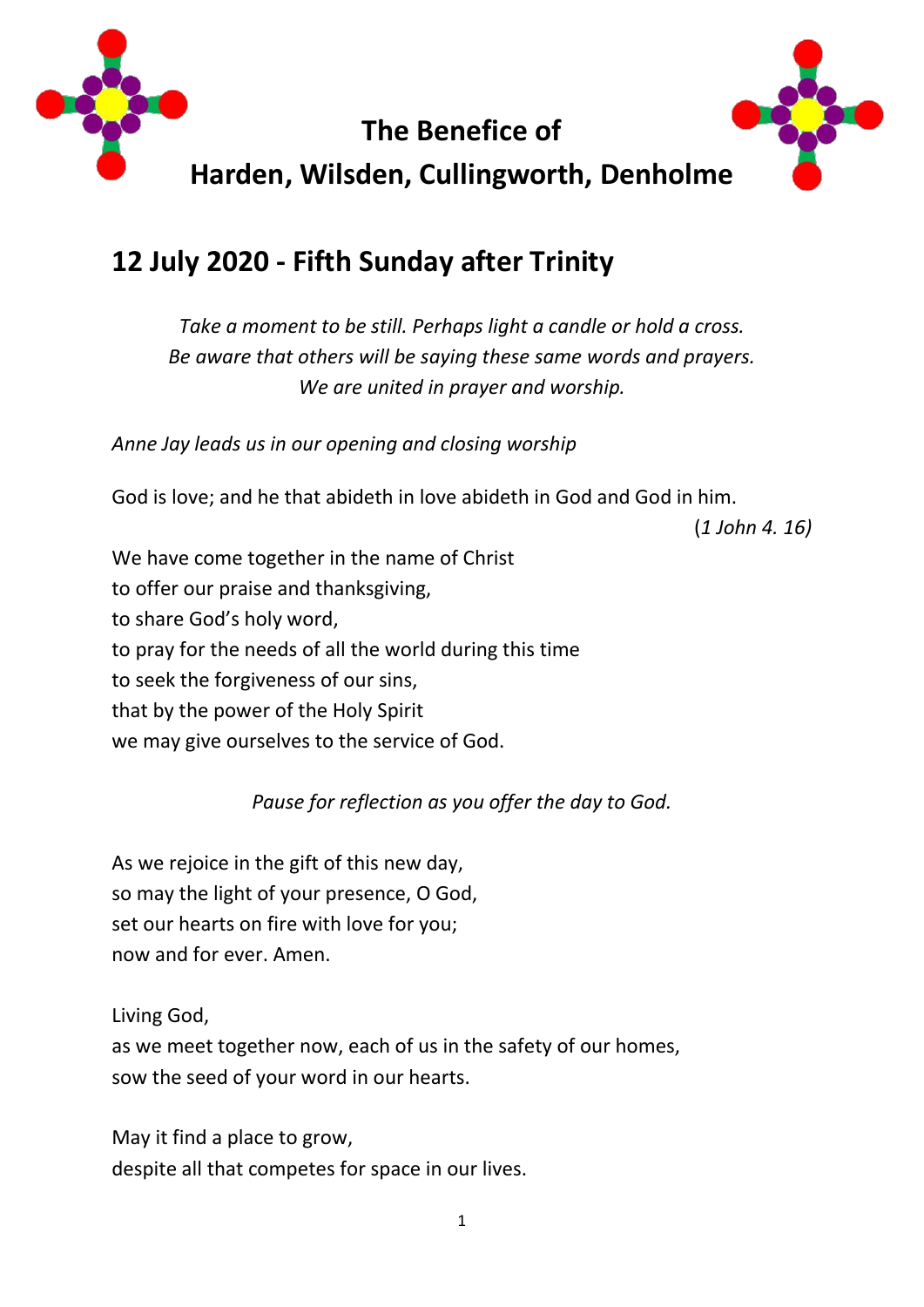# The Benefice of
# Harden, Wilsden, Cullingworth, Denholme

## 12 July 2020 - Fifth Sunday after Trinity

*Take a moment to be still. Perhaps light a candle or hold a cross.*
*Be aware that others will be saying these same words and prayers.*
*We are united in prayer and worship.*

*Anne Jay leads us in our opening and closing worship*

God is love; and he that abideth in love abideth in God and God in him.
(*1 John 4. 16)*

We have come together in the name of Christ
to offer our praise and thanksgiving,
to share God's holy word,
to pray for the needs of all the world during this time
to seek the forgiveness of our sins,
that by the power of the Holy Spirit
we may give ourselves to the service of God.

*Pause for reflection as you offer the day to God.*

As we rejoice in the gift of this new day,
so may the light of your presence, O God,
set our hearts on fire with love for you;
now and for ever. Amen.

Living God,
as we meet together now, each of us in the safety of our homes,
sow the seed of your word in our hearts.

May it find a place to grow,
despite all that competes for space in our lives.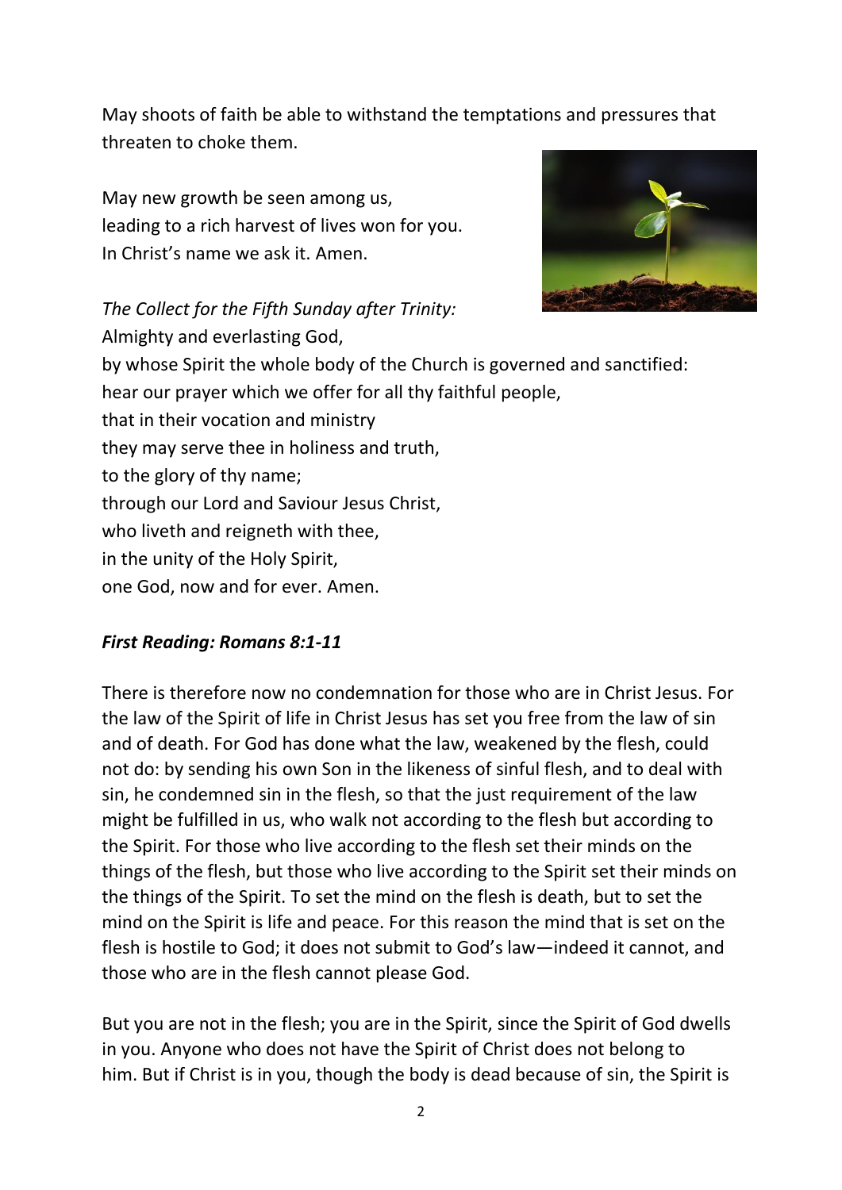May shoots of faith be able to withstand the temptations and pressures that threaten to choke them.

May new growth be seen among us,
leading to a rich harvest of lives won for you.
In Christ's name we ask it. Amen.

*The Collect for the Fifth Sunday after Trinity:*
Almighty and everlasting God,
by whose Spirit the whole body of the Church is governed and sanctified:
hear our prayer which we offer for all thy faithful people,
that in their vocation and ministry
they may serve thee in holiness and truth,
to the glory of thy name;
through our Lord and Saviour Jesus Christ,
who liveth and reigneth with thee,
in the unity of the Holy Spirit,
one God, now and for ever. Amen.

***First Reading: Romans 8:1-11***

There is therefore now no condemnation for those who are in Christ Jesus. For the law of the Spirit of life in Christ Jesus has set you free from the law of sin and of death. For God has done what the law, weakened by the flesh, could not do: by sending his own Son in the likeness of sinful flesh, and to deal with sin, he condemned sin in the flesh, so that the just requirement of the law might be fulfilled in us, who walk not according to the flesh but according to the Spirit. For those who live according to the flesh set their minds on the things of the flesh, but those who live according to the Spirit set their minds on the things of the Spirit. To set the mind on the flesh is death, but to set the mind on the Spirit is life and peace. For this reason the mind that is set on the flesh is hostile to God; it does not submit to God's law—indeed it cannot, and those who are in the flesh cannot please God.

But you are not in the flesh; you are in the Spirit, since the Spirit of God dwells in you. Anyone who does not have the Spirit of Christ does not belong to him. But if Christ is in you, though the body is dead because of sin, the Spirit is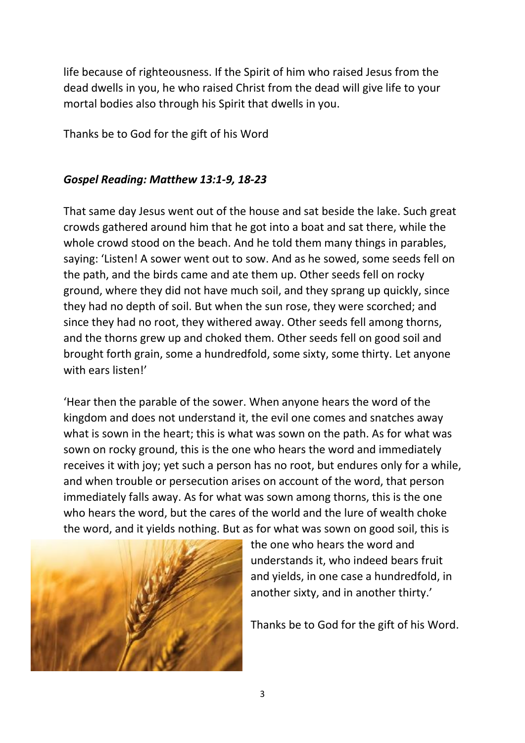life because of righteousness. If the Spirit of him who raised Jesus from the dead dwells in you, he who raised Christ from the dead will give life to your mortal bodies also through his Spirit that dwells in you.

Thanks be to God for the gift of his Word

***Gospel Reading: Matthew 13:1-9, 18-23***

That same day Jesus went out of the house and sat beside the lake. Such great crowds gathered around him that he got into a boat and sat there, while the whole crowd stood on the beach. And he told them many things in parables, saying: 'Listen! A sower went out to sow. And as he sowed, some seeds fell on the path, and the birds came and ate them up. Other seeds fell on rocky ground, where they did not have much soil, and they sprang up quickly, since they had no depth of soil. But when the sun rose, they were scorched; and since they had no root, they withered away. Other seeds fell among thorns, and the thorns grew up and choked them. Other seeds fell on good soil and brought forth grain, some a hundredfold, some sixty, some thirty. Let anyone with ears listen!'

'Hear then the parable of the sower. When anyone hears the word of the kingdom and does not understand it, the evil one comes and snatches away what is sown in the heart; this is what was sown on the path. As for what was sown on rocky ground, this is the one who hears the word and immediately receives it with joy; yet such a person has no root, but endures only for a while, and when trouble or persecution arises on account of the word, that person immediately falls away. As for what was sown among thorns, this is the one who hears the word, but the cares of the world and the lure of wealth choke the word, and it yields nothing. But as for what was sown on good soil, this is the one who hears the word and understands it, who indeed bears fruit and yields, in one case a hundredfold, in another sixty, and in another thirty.'

Thanks be to God for the gift of his Word.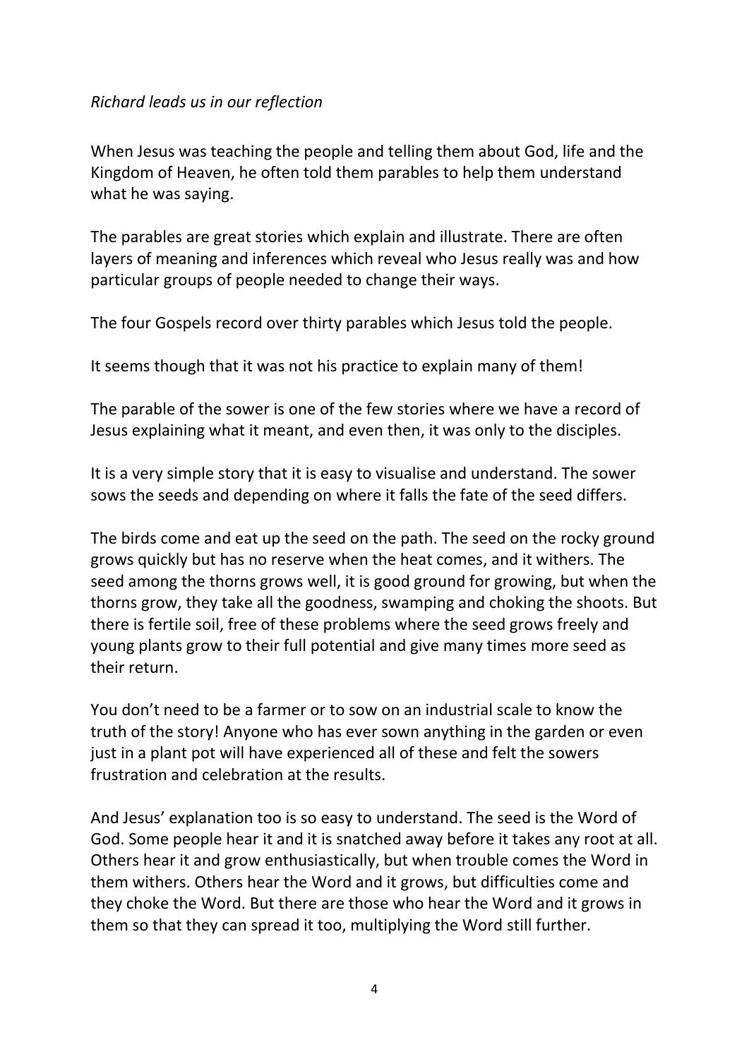*Richard leads us in our reflection*

When Jesus was teaching the people and telling them about God, life and the Kingdom of Heaven, he often told them parables to help them understand what he was saying.

The parables are great stories which explain and illustrate. There are often layers of meaning and inferences which reveal who Jesus really was and how particular groups of people needed to change their ways.

The four Gospels record over thirty parables which Jesus told the people.

It seems though that it was not his practice to explain many of them!

The parable of the sower is one of the few stories where we have a record of Jesus explaining what it meant, and even then, it was only to the disciples.

It is a very simple story that it is easy to visualise and understand. The sower sows the seeds and depending on where it falls the fate of the seed differs.

The birds come and eat up the seed on the path. The seed on the rocky ground grows quickly but has no reserve when the heat comes, and it withers. The seed among the thorns grows well, it is good ground for growing, but when the thorns grow, they take all the goodness, swamping and choking the shoots. But there is fertile soil, free of these problems where the seed grows freely and young plants grow to their full potential and give many times more seed as their return.

You don't need to be a farmer or to sow on an industrial scale to know the truth of the story! Anyone who has ever sown anything in the garden or even just in a plant pot will have experienced all of these and felt the sowers frustration and celebration at the results.

And Jesus' explanation too is so easy to understand. The seed is the Word of God. Some people hear it and it is snatched away before it takes any root at all. Others hear it and grow enthusiastically, but when trouble comes the Word in them withers. Others hear the Word and it grows, but difficulties come and they choke the Word. But there are those who hear the Word and it grows in them so that they can spread it too, multiplying the Word still further.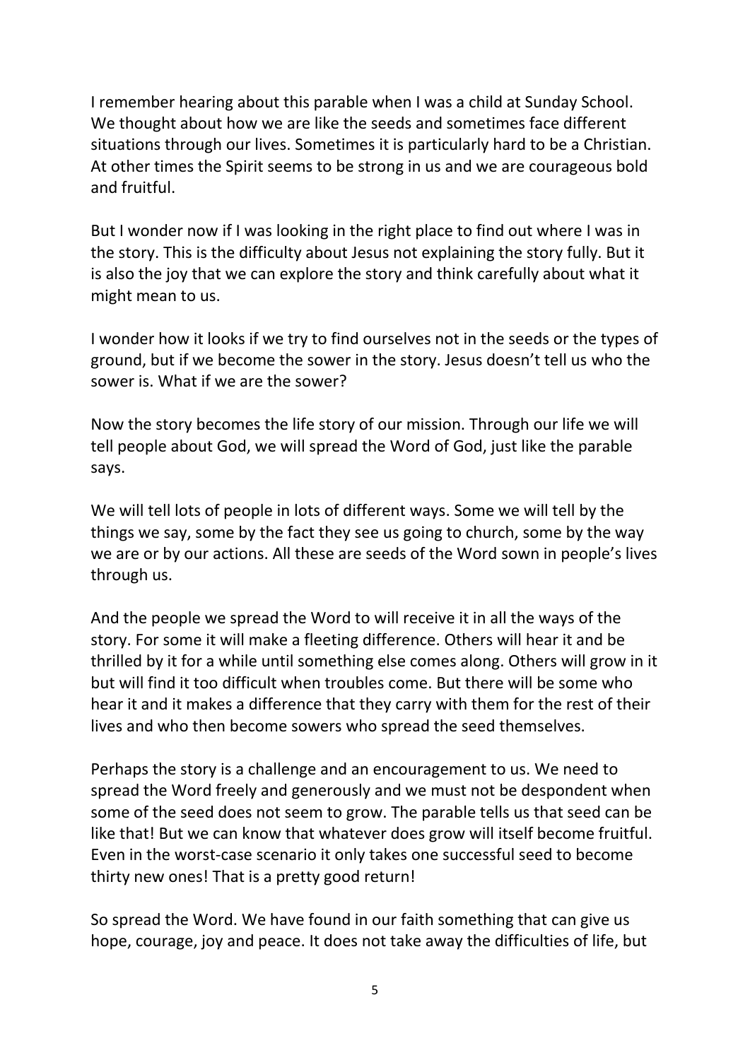I remember hearing about this parable when I was a child at Sunday School. We thought about how we are like the seeds and sometimes face different situations through our lives. Sometimes it is particularly hard to be a Christian. At other times the Spirit seems to be strong in us and we are courageous bold and fruitful.

But I wonder now if I was looking in the right place to find out where I was in the story. This is the difficulty about Jesus not explaining the story fully. But it is also the joy that we can explore the story and think carefully about what it might mean to us.

I wonder how it looks if we try to find ourselves not in the seeds or the types of ground, but if we become the sower in the story. Jesus doesn't tell us who the sower is. What if we are the sower?

Now the story becomes the life story of our mission. Through our life we will tell people about God, we will spread the Word of God, just like the parable says.

We will tell lots of people in lots of different ways. Some we will tell by the things we say, some by the fact they see us going to church, some by the way we are or by our actions. All these are seeds of the Word sown in people's lives through us.

And the people we spread the Word to will receive it in all the ways of the story. For some it will make a fleeting difference. Others will hear it and be thrilled by it for a while until something else comes along. Others will grow in it but will find it too difficult when troubles come. But there will be some who hear it and it makes a difference that they carry with them for the rest of their lives and who then become sowers who spread the seed themselves.

Perhaps the story is a challenge and an encouragement to us. We need to spread the Word freely and generously and we must not be despondent when some of the seed does not seem to grow. The parable tells us that seed can be like that! But we can know that whatever does grow will itself become fruitful. Even in the worst-case scenario it only takes one successful seed to become thirty new ones! That is a pretty good return!

So spread the Word. We have found in our faith something that can give us hope, courage, joy and peace. It does not take away the difficulties of life, but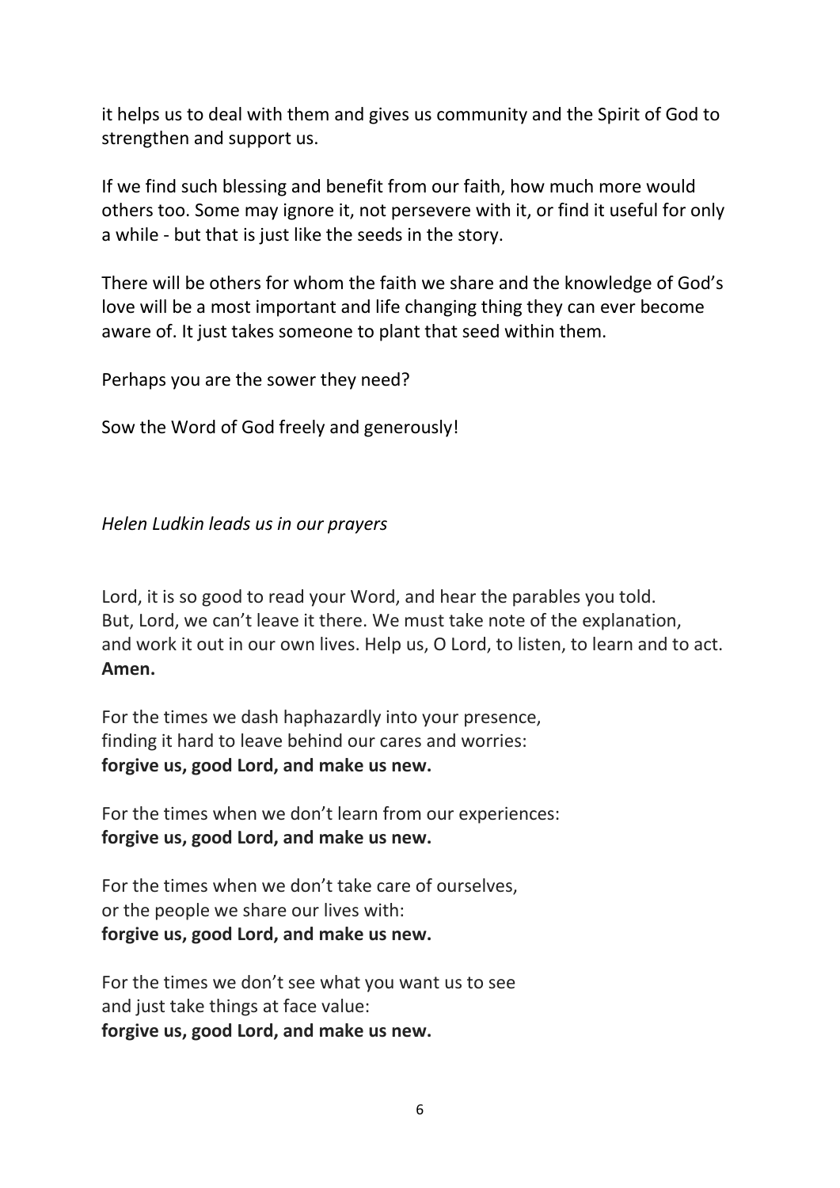it helps us to deal with them and gives us community and the Spirit of God to strengthen and support us.

If we find such blessing and benefit from our faith, how much more would others too. Some may ignore it, not persevere with it, or find it useful for only a while - but that is just like the seeds in the story.

There will be others for whom the faith we share and the knowledge of God's love will be a most important and life changing thing they can ever become aware of. It just takes someone to plant that seed within them.

Perhaps you are the sower they need?

Sow the Word of God freely and generously!

*Helen Ludkin leads us in our prayers*

Lord, it is so good to read your Word, and hear the parables you told.
But, Lord, we can't leave it there. We must take note of the explanation,
and work it out in our own lives. Help us, O Lord, to listen, to learn and to act.
**Amen.**

For the times we dash haphazardly into your presence,
finding it hard to leave behind our cares and worries:
**forgive us, good Lord, and make us new.**

For the times when we don't learn from our experiences:
**forgive us, good Lord, and make us new.**

For the times when we don't take care of ourselves,
or the people we share our lives with:
**forgive us, good Lord, and make us new.**

For the times we don't see what you want us to see
and just take things at face value:
**forgive us, good Lord, and make us new.**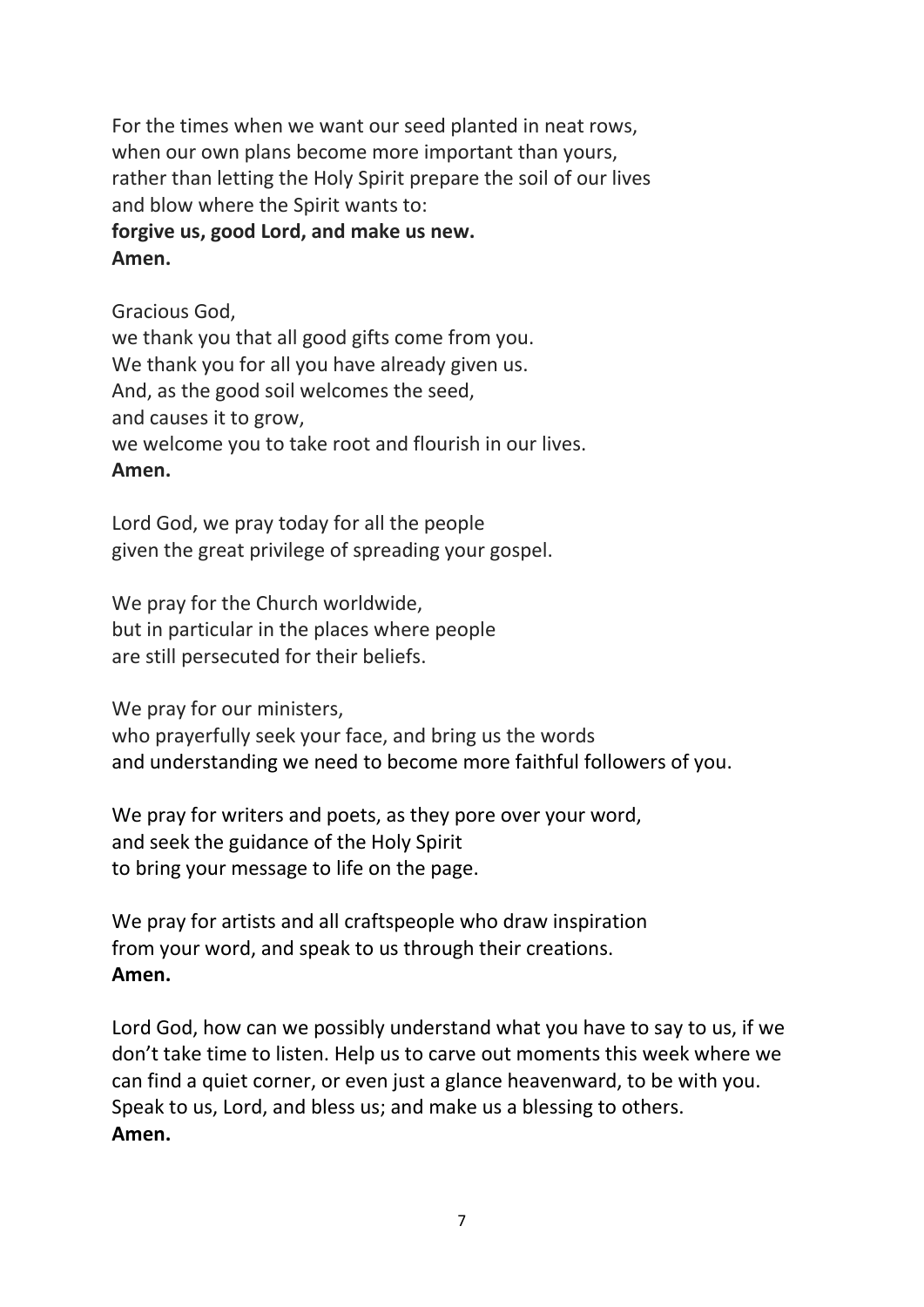For the times when we want our seed planted in neat rows,
when our own plans become more important than yours,
rather than letting the Holy Spirit prepare the soil of our lives
and blow where the Spirit wants to:
**forgive us, good Lord, and make us new.**
**Amen.**

Gracious God,
we thank you that all good gifts come from you.
We thank you for all you have already given us.
And, as the good soil welcomes the seed,
and causes it to grow,
we welcome you to take root and flourish in our lives.
**Amen.**

Lord God, we pray today for all the people
given the great privilege of spreading your gospel.

We pray for the Church worldwide,
but in particular in the places where people
are still persecuted for their beliefs.

We pray for our ministers,
who prayerfully seek your face, and bring us the words
and understanding we need to become more faithful followers of you.

We pray for writers and poets, as they pore over your word,
and seek the guidance of the Holy Spirit
to bring your message to life on the page.

We pray for artists and all craftspeople who draw inspiration
from your word, and speak to us through their creations.
**Amen.**

Lord God, how can we possibly understand what you have to say to us, if we don't take time to listen. Help us to carve out moments this week where we can find a quiet corner, or even just a glance heavenward, to be with you. Speak to us, Lord, and bless us; and make us a blessing to others.
**Amen.**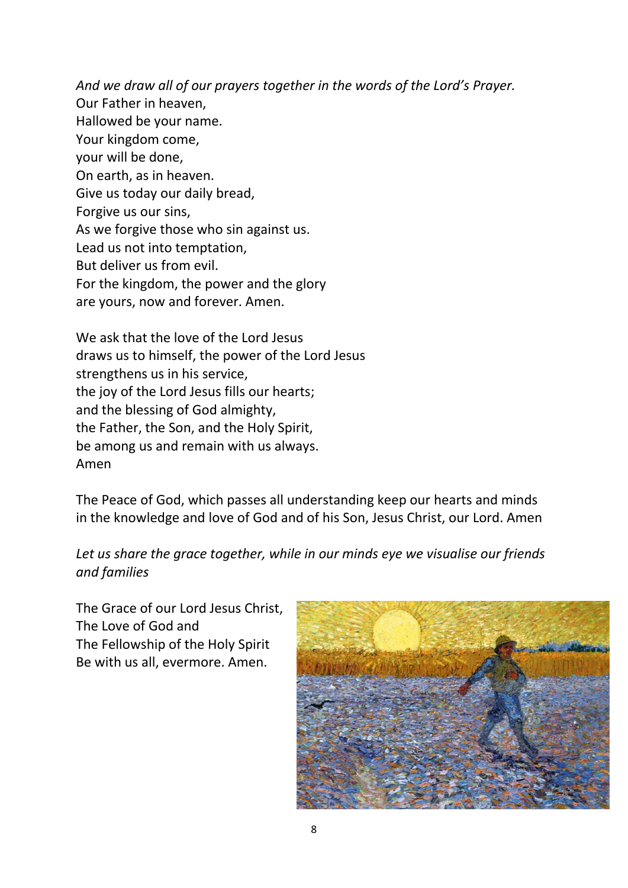*And we draw all of our prayers together in the words of the Lord's Prayer.*
Our Father in heaven,
Hallowed be your name.
Your kingdom come,
your will be done,
On earth, as in heaven.
Give us today our daily bread,
Forgive us our sins,
As we forgive those who sin against us.
Lead us not into temptation,
But deliver us from evil.
For the kingdom, the power and the glory
are yours, now and forever. Amen.

We ask that the love of the Lord Jesus
draws us to himself, the power of the Lord Jesus
strengthens us in his service,
the joy of the Lord Jesus fills our hearts;
and the blessing of God almighty,
the Father, the Son, and the Holy Spirit,
be among us and remain with us always.
Amen

The Peace of God, which passes all understanding keep our hearts and minds in the knowledge and love of God and of his Son, Jesus Christ, our Lord. Amen

*Let us share the grace together, while in our minds eye we visualise our friends and families*

The Grace of our Lord Jesus Christ,
The Love of God and
The Fellowship of the Holy Spirit
Be with us all, evermore. Amen.